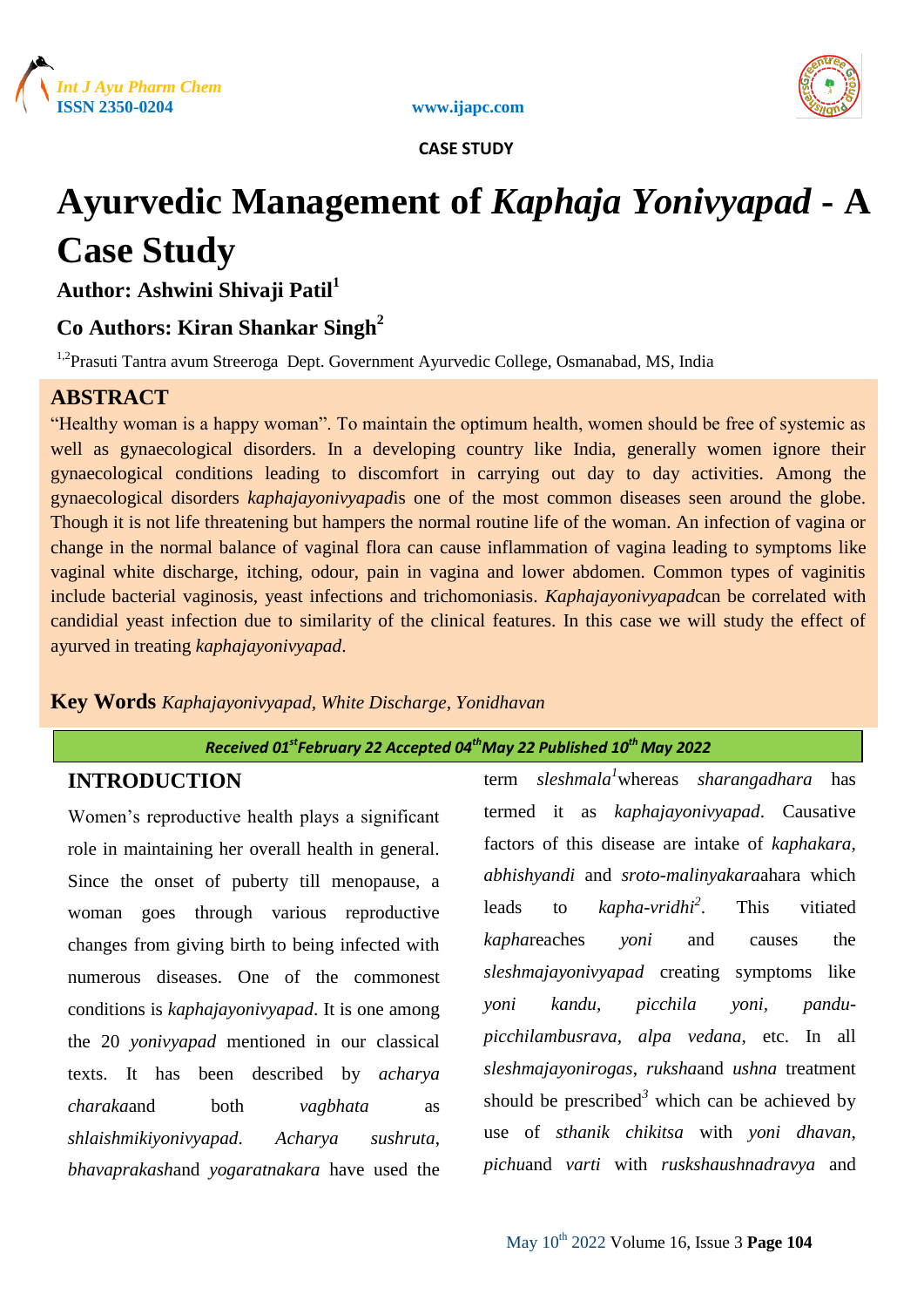CASE STUDY

# Ayurvedic Management of *Kaphaja Yonivyapad* - A Case Study

**Author: Ashwini Shivaji Patil[1]**

**Co Authors: Kiran Shankar Singh[2]**

[1,2]Prasuti Tantra avum Streeroga Dept. Government Ayurvedic College, Osmanabad, MS, India

## ABSTRACT

"Healthy woman is a happy woman". To maintain the optimum health, women should be free of systemic as well as gynaecological disorders. In a developing country like India, generally women ignore their gynaecological conditions leading to discomfort in carrying out day to day activities. Among the gynaecological disorders *kaphajayonivyapad*is one of the most common diseases seen around the globe. Though it is not life threatening but hampers the normal routine life of the woman. An infection of vagina or change in the normal balance of vaginal flora can cause inflammation of vagina leading to symptoms like vaginal white discharge, itching, odour, pain in vagina and lower abdomen. Common types of vaginitis include bacterial vaginosis, yeast infections and trichomoniasis. *Kaphajayonivyapad*can be correlated with candidial yeast infection due to similarity of the clinical features. In this case we will study the effect of ayurved in treating *kaphajayonivyapad*.

**Key Words** *Kaphajayonivyapad, White Discharge, Yonidhavan*

*Received 01st February 22 Accepted 04th May 22 Published 10th May 2022*

## INTRODUCTION

Women's reproductive health plays a significant role in maintaining her overall health in general. Since the onset of puberty till menopause, a woman goes through various reproductive changes from giving birth to being infected with numerous diseases. One of the commonest conditions is *kaphajayonivyapad*. It is one among the 20 *yonivyapad* mentioned in our classical texts. It has been described by *acharya charaka*and both *vagbhata* as *shlaishmikiyonivyapad*. *Acharya sushruta*, *bhavaprakash*and *yogaratnakara* have used the term *sleshmala*[1]whereas *sharangadhara* has termed it as *kaphajayonivyapad*. Causative factors of this disease are intake of *kaphakara*, *abhishyandi* and *sroto-malinyakara*ahara which leads to *kapha-vridhi*[2]. This vitiated *kapha*reaches *yoni* and causes the *sleshmajayonivyapad* creating symptoms like *yoni kandu*, *picchila yoni*, *pandu-picchilambusrava*, *alpa vedana*, etc. In all *sleshmajayonirogas*, *ruksha*and *ushna* treatment should be prescribed[3] which can be achieved by use of *sthanik chikitsa* with *yoni dhavan*, *pichu*and *varti* with *ruskshaushnadravya* and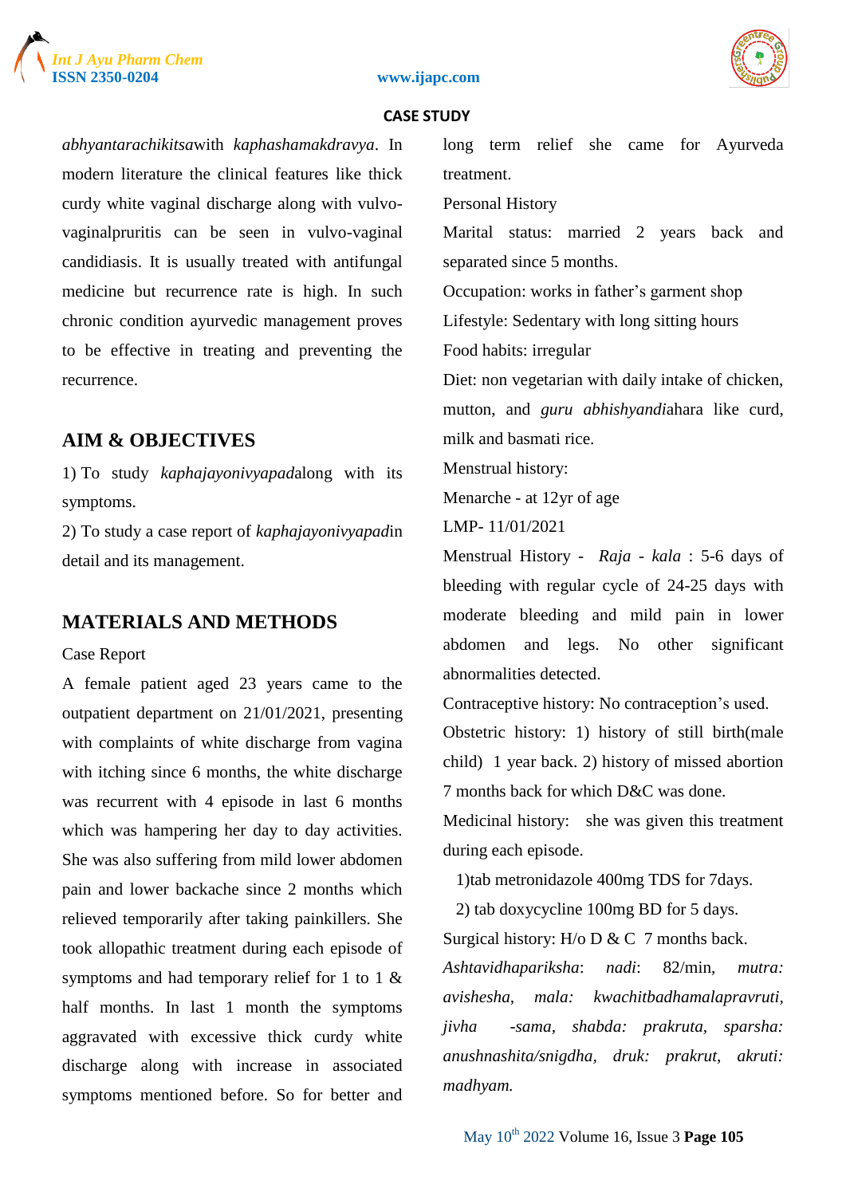*abhyantarachikitsa*with *kaphashamakdravya*. In modern literature the clinical features like thick curdy white vaginal discharge along with vulvo-vaginalpruritis can be seen in vulvo-vaginal candidiasis. It is usually treated with antifungal medicine but recurrence rate is high. In such chronic condition ayurvedic management proves to be effective in treating and preventing the recurrence.

## AIM & OBJECTIVES

1) To study *kaphajayonivyapad*along with its symptoms.

2) To study a case report of *kaphajayonivyapad*in detail and its management.

## MATERIALS AND METHODS

Case Report

A female patient aged 23 years came to the outpatient department on 21/01/2021, presenting with complaints of white discharge from vagina with itching since 6 months, the white discharge was recurrent with 4 episode in last 6 months which was hampering her day to day activities. She was also suffering from mild lower abdomen pain and lower backache since 2 months which relieved temporarily after taking painkillers. She took allopathic treatment during each episode of symptoms and had temporary relief for 1 to 1 & half months. In last 1 month the symptoms aggravated with excessive thick curdy white discharge along with increase in associated symptoms mentioned before. So for better and long term relief she came for Ayurveda treatment.

Personal History

Marital status: married 2 years back and separated since 5 months.

Occupation: works in father's garment shop

Lifestyle: Sedentary with long sitting hours

Food habits: irregular

Diet: non vegetarian with daily intake of chicken, mutton, and *guru abhishyandi*ahara like curd, milk and basmati rice.

Menstrual history:

Menarche - at 12yr of age

LMP- 11/01/2021

Menstrual History - *Raja - kala* : 5-6 days of bleeding with regular cycle of 24-25 days with moderate bleeding and mild pain in lower abdomen and legs. No other significant abnormalities detected.

Contraceptive history: No contraception's used.

Obstetric history: 1) history of still birth(male child) 1 year back. 2) history of missed abortion 7 months back for which D&C was done.

Medicinal history: she was given this treatment during each episode.

1)tab metronidazole 400mg TDS for 7days.

2) tab doxycycline 100mg BD for 5 days.

Surgical history: H/o D & C 7 months back.

*Ashtavidhapariksha*: *nadi*: 82/min, *mutra: avishesha, mala: kwachitbadhamalapravruti, jivha -sama, shabda: prakruta, sparsha: anushnashita/snigdha, druk: prakrut, akruti: madhyam.*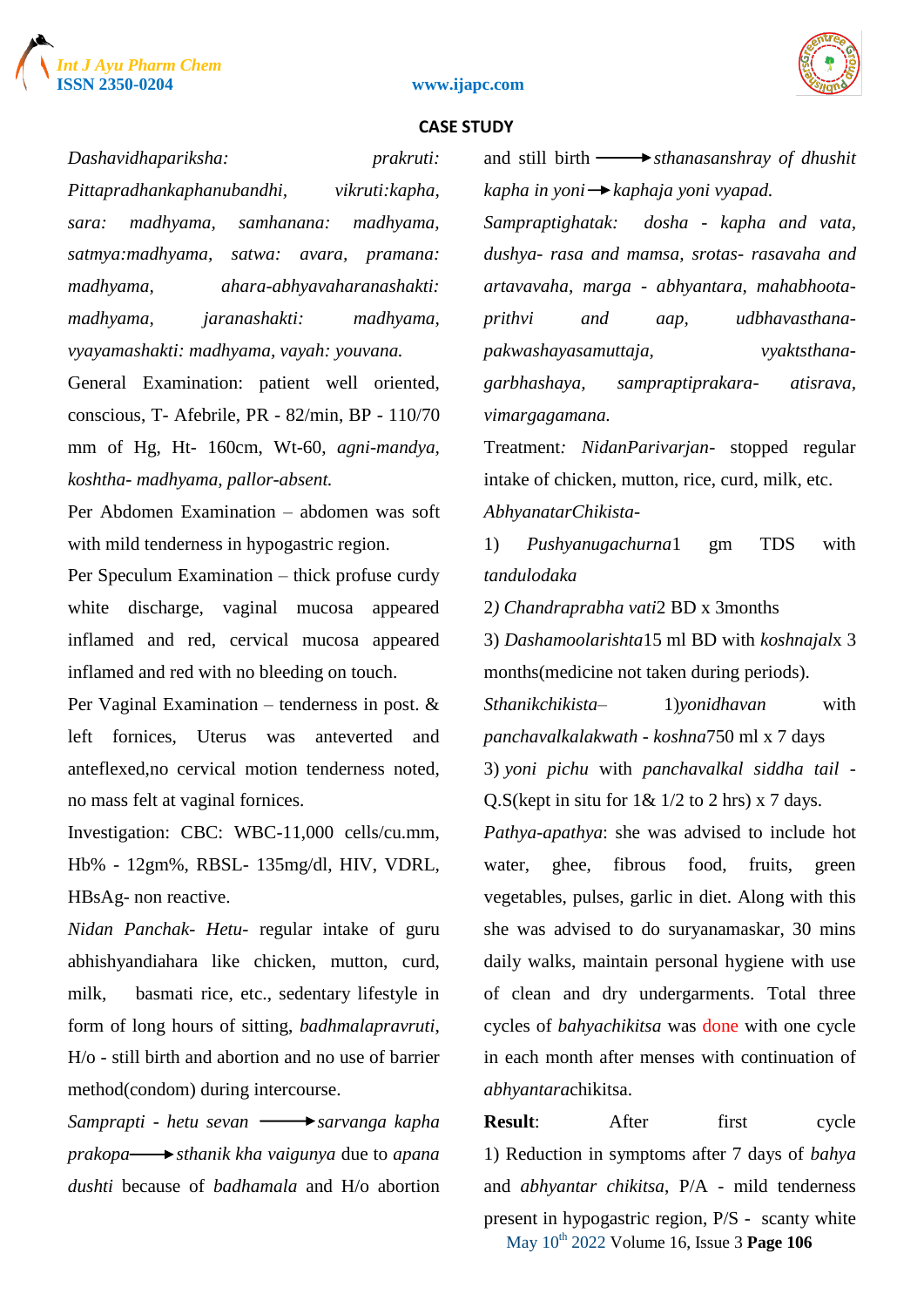*Dashavidhapariksha: prakruti: Pittapradhankaphanubandhi, vikruti:kapha, sara: madhyama, samhanana: madhyama, satmya:madhyama, satwa: avara, pramana: madhyama, ahara-abhyavaharanashakti: madhyama, jaranashakti: madhyama, vyayamashakti: madhyama, vayah: youvana.*

General Examination: patient well oriented, conscious, T- Afebrile, PR - 82/min, BP - 110/70 mm of Hg, Ht- 160cm, Wt-60, *agni-mandya, koshtha- madhyama, pallor-absent.*

Per Abdomen Examination – abdomen was soft with mild tenderness in hypogastric region.

Per Speculum Examination – thick profuse curdy white discharge, vaginal mucosa appeared inflamed and red, cervical mucosa appeared inflamed and red with no bleeding on touch.

Per Vaginal Examination – tenderness in post. & left fornices, Uterus was anteverted and anteflexed,no cervical motion tenderness noted, no mass felt at vaginal fornices.

Investigation: CBC: WBC-11,000 cells/cu.mm, Hb% - 12gm%, RBSL- 135mg/dl, HIV, VDRL, HBsAg- non reactive.

*Nidan Panchak- Hetu-* regular intake of guru abhishyandiahara like chicken, mutton, curd, milk, basmati rice, etc., sedentary lifestyle in form of long hours of sitting, *badhmalapravruti*, H/o - still birth and abortion and no use of barrier method(condom) during intercourse.

*Samprapti - hetu sevan* ⟶ *sarvanga kapha prakopa* ⟶ *sthanik kha vaigunya* due to *apana dushti* because of *badhamala* and H/o abortion and still birth ⟶ *sthanasanshray of dhushit kapha in yoni* ⟶ *kaphaja yoni vyapad.*

*Sampraptighatak: dosha - kapha and vata, dushya- rasa and mamsa, srotas- rasavaha and artavavaha, marga - abhyantara, mahabhoota-prithvi and aap, udbhavasthana-pakwashayasamuttaja, vyaktsthana-garbhashaya, sampraptiprakara- atisrava, vimargagamana.*

Treatment: *NidanParivarjan-* stopped regular intake of chicken, mutton, rice, curd, milk, etc.

*AbhyanatarChikista-*

1) *Pushyanugachurna*1 gm TDS with *tandulodaka*

2) *Chandraprabha vati*2 BD x 3months

3) *Dashamoolarishta*15 ml BD with *koshnajal*x 3 months(medicine not taken during periods).

*Sthanikchikista–* 1)*yonidhavan* with *panchavalkalakwath - koshna*750 ml x 7 days

3) *yoni pichu* with *panchavalkal siddha tail* - Q.S(kept in situ for 1& 1/2 to 2 hrs) x 7 days.

*Pathya-apathya*: she was advised to include hot water, ghee, fibrous food, fruits, green vegetables, pulses, garlic in diet. Along with this she was advised to do suryanamaskar, 30 mins daily walks, maintain personal hygiene with use of clean and dry undergarments. Total three cycles of *bahyachikitsa* was done with one cycle in each month after menses with continuation of *abhyantara*chikitsa.

**Result**: After first cycle

1) Reduction in symptoms after 7 days of *bahya* and *abhyantar chikitsa*, P/A - mild tenderness present in hypogastric region, P/S - scanty white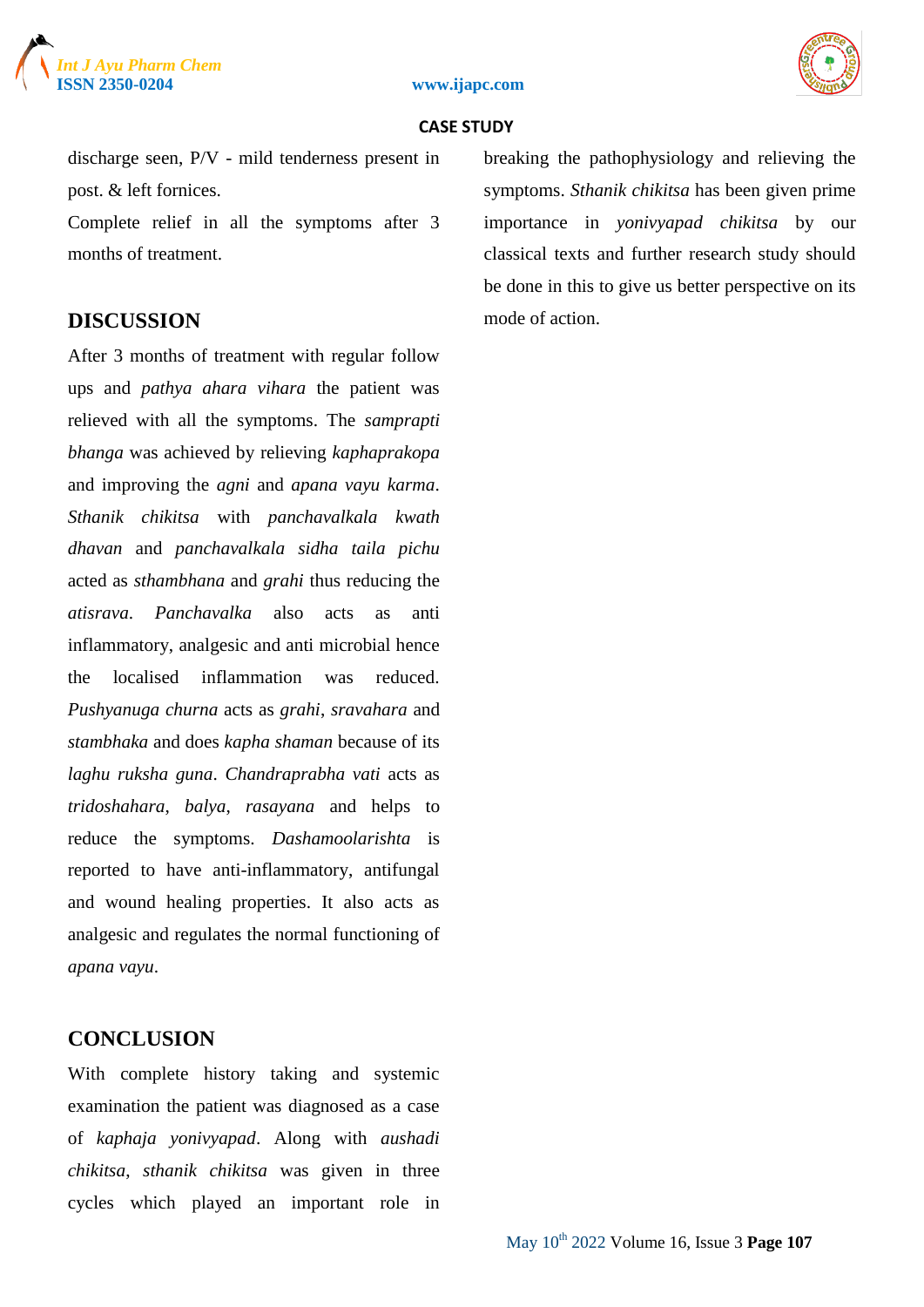discharge seen, P/V - mild tenderness present in post. & left fornices.

Complete relief in all the symptoms after 3 months of treatment.

## DISCUSSION

After 3 months of treatment with regular follow ups and *pathya ahara vihara* the patient was relieved with all the symptoms. The *samprapti bhanga* was achieved by relieving *kaphaprakopa* and improving the *agni* and *apana vayu karma*. *Sthanik chikitsa* with *panchavalkala kwath dhavan* and *panchavalkala sidha taila pichu* acted as *sthambhana* and *grahi* thus reducing the *atisrava*. *Panchavalka* also acts as anti inflammatory, analgesic and anti microbial hence the localised inflammation was reduced. *Pushyanuga churna* acts as *grahi*, *sravahara* and *stambhaka* and does *kapha shaman* because of its *laghu ruksha guna*. *Chandraprabha vati* acts as *tridoshahara*, *balya*, *rasayana* and helps to reduce the symptoms. *Dashamoolarishta* is reported to have anti-inflammatory, antifungal and wound healing properties. It also acts as analgesic and regulates the normal functioning of *apana vayu*.

## CONCLUSION

With complete history taking and systemic examination the patient was diagnosed as a case of *kaphaja yonivyapad*. Along with *aushadi chikitsa*, *sthanik chikitsa* was given in three cycles which played an important role in breaking the pathophysiology and relieving the symptoms. *Sthanik chikitsa* has been given prime importance in *yonivyapad chikitsa* by our classical texts and further research study should be done in this to give us better perspective on its mode of action.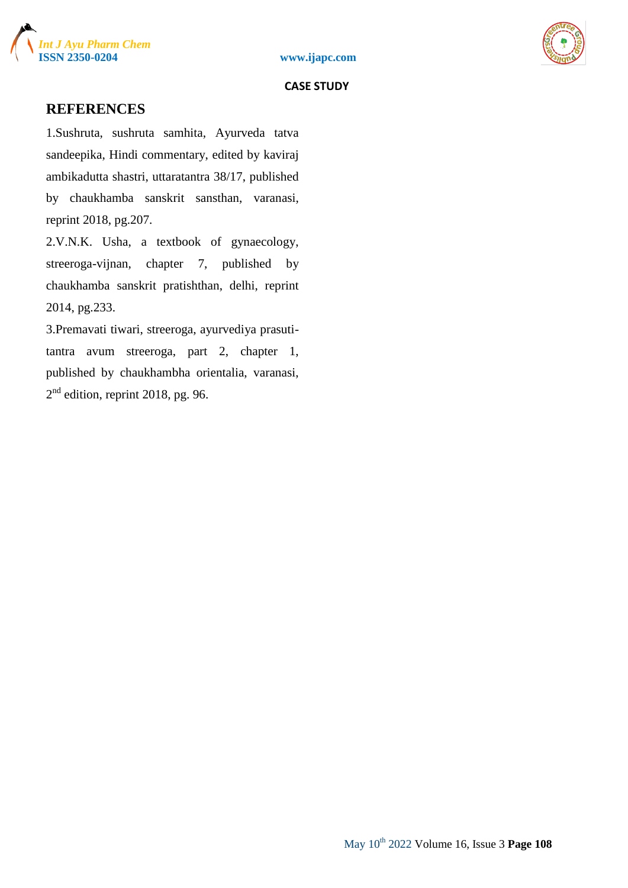## REFERENCES

1.Sushruta, sushruta samhita, Ayurveda tatva sandeepika, Hindi commentary, edited by kaviraj ambikadutta shastri, uttaratantra 38/17, published by chaukhamba sanskrit sansthan, varanasi, reprint 2018, pg.207.

2.V.N.K. Usha, a textbook of gynaecology, streeroga-vijnan, chapter 7, published by chaukhamba sanskrit pratishthan, delhi, reprint 2014, pg.233.

3.Premavati tiwari, streeroga, ayurvediya prasuti-tantra avum streeroga, part 2, chapter 1, published by chaukhambha orientalia, varanasi, 2nd edition, reprint 2018, pg. 96.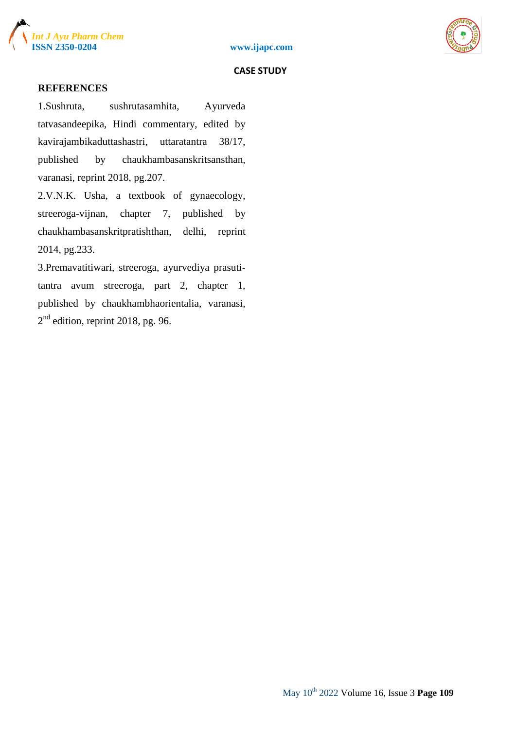## REFERENCES

1.Sushruta, sushrutasamhita, Ayurveda tatvasandeepika, Hindi commentary, edited by kavirajambikaduttashastri, uttaratantra 38/17, published by chaukhambasanskritsansthan, varanasi, reprint 2018, pg.207.

2.V.N.K. Usha, a textbook of gynaecology, streeroga-vijnan, chapter 7, published by chaukhambasanskritpratishthan, delhi, reprint 2014, pg.233.

3.Premavatitiwari, streeroga, ayurvediya prasuti-tantra avum streeroga, part 2, chapter 1, published by chaukhambhaorientalia, varanasi, 2nd edition, reprint 2018, pg. 96.